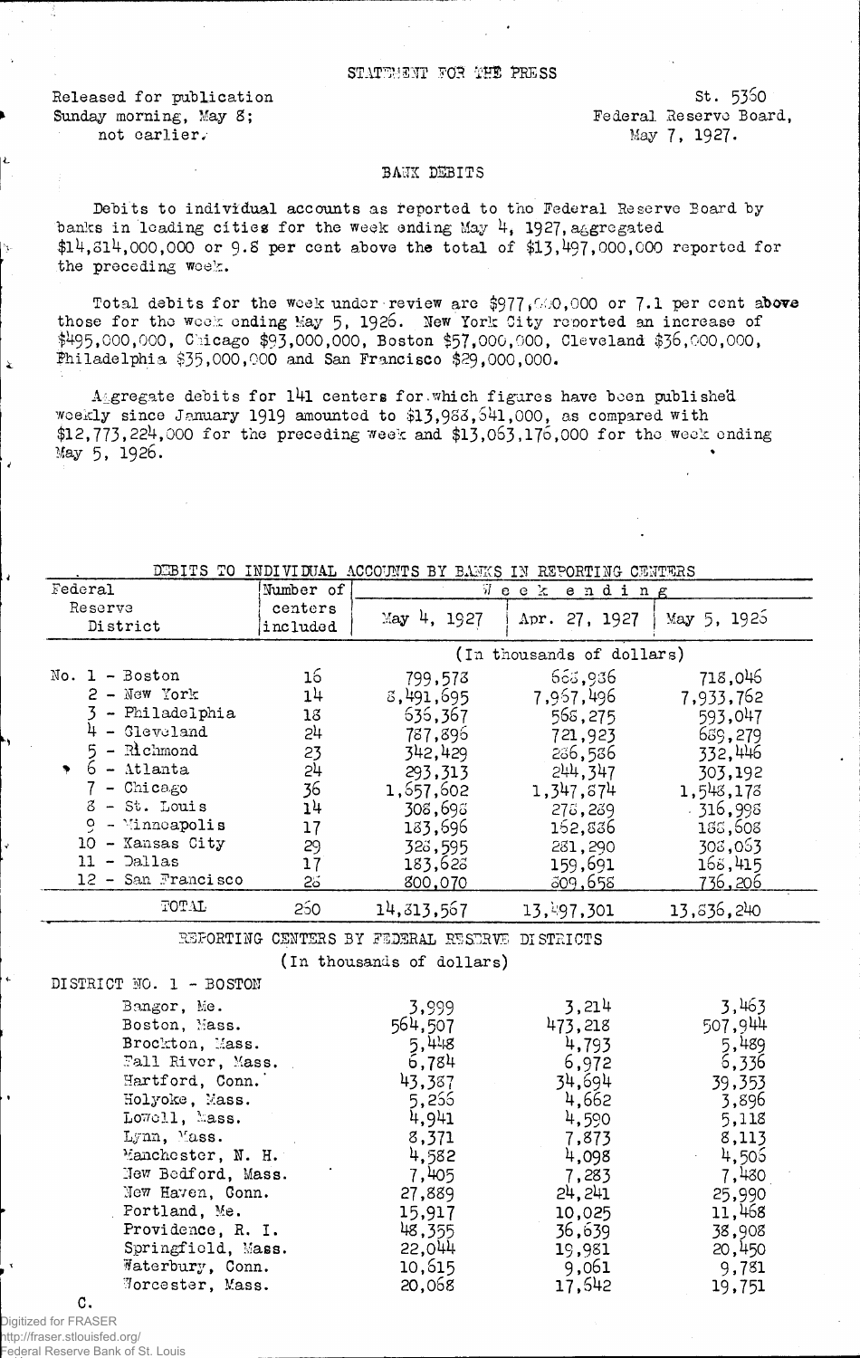STATEMENT FOR THE PRESS

Released for publication
Sunday morning, May 8;
not earlier.

St. 5360
Federal Reserve Board,
May 7, 1927.

## BANK DEBITS

Debits to individual accounts as reported to the Federal Reserve Board by banks in leading cities for the week ending May 4, 1927, aggregated $14,314,000,000 or 9.8 per cent above the total of $13,497,000,000 reported for the preceding week.

Total debits for the week under review are $977,000,000 or 7.1 per cent above those for the week ending May 5, 1926. New York City reported an increase of $495,000,000, Chicago $93,000,000, Boston $57,000,000, Cleveland $36,000,000, Philadelphia $35,000,000 and San Francisco $29,000,000.

Aggregate debits for 141 centers for which figures have been published weekly since January 1919 amounted to $13,988,541,000, as compared with $12,773,224,000 for the preceding week and $13,063,176,000 for the week ending May 5, 1926.

DEBITS TO INDIVIDUAL ACCOUNTS BY BANKS IN REPORTING CENTERS

| Federal Reserve District | Number of centers included | Week ending May 4, 1927 | Apr. 27, 1927 | May 5, 1926 |
|---|---|---|---|---|
| | | (In thousands of dollars) | | |
| No. 1 - Boston | 16 | 799,578 | 668,936 | 718,046 |
| 2 - New York | 14 | 8,491,695 | 7,967,496 | 7,933,762 |
| 3 - Philadelphia | 18 | 636,367 | 568,275 | 593,047 |
| 4 - Cleveland | 24 | 787,896 | 721,923 | 689,279 |
| 5 - Richmond | 23 | 342,429 | 286,586 | 332,446 |
| 6 - Atlanta | 24 | 293,313 | 244,347 | 303,192 |
| 7 - Chicago | 36 | 1,657,602 | 1,347,874 | 1,548,178 |
| 8 - St. Louis | 14 | 308,698 | 278,289 | 316,998 |
| 9 - Minneapolis | 17 | 183,696 | 162,886 | 186,608 |
| 10 - Kansas City | 29 | 328,595 | 281,290 | 308,063 |
| 11 - Dallas | 17 | 183,628 | 159,691 | 168,415 |
| 12 - San Francisco | 28 | 800,070 | 809,658 | 736,206 |
| TOTAL | 260 | 14,313,567 | 13,497,301 | 13,836,240 |

REPORTING CENTERS BY FEDERAL RESERVE DISTRICTS

(In thousands of dollars)

| DISTRICT NO. 1 - BOSTON | May 4, 1927 | Apr. 27, 1927 | May 5, 1926 |
|---|---|---|---|
| Bangor, Me. | 3,999 | 3,214 | 3,463 |
| Boston, Mass. | 564,507 | 473,218 | 507,944 |
| Brockton, Mass. | 5,448 | 4,793 | 5,489 |
| Fall River, Mass. | 6,784 | 6,972 | 6,336 |
| Hartford, Conn. | 43,387 | 34,694 | 39,353 |
| Holyoke, Mass. | 5,266 | 4,662 | 3,896 |
| Lowell, Mass. | 4,941 | 4,590 | 5,118 |
| Lynn, Mass. | 8,371 | 7,873 | 8,113 |
| Manchester, N. H. | 4,582 | 4,098 | 4,506 |
| New Bedford, Mass. | 7,405 | 7,283 | 7,480 |
| New Haven, Conn. | 27,889 | 24,241 | 25,990 |
| Portland, Me. | 15,917 | 10,025 | 11,468 |
| Providence, R. I. | 48,355 | 36,639 | 38,908 |
| Springfield, Mass. | 22,044 | 19,981 | 20,450 |
| Waterbury, Conn. | 10,615 | 9,061 | 9,781 |
| Worcester, Mass. | 20,068 | 17,542 | 19,751 |

C.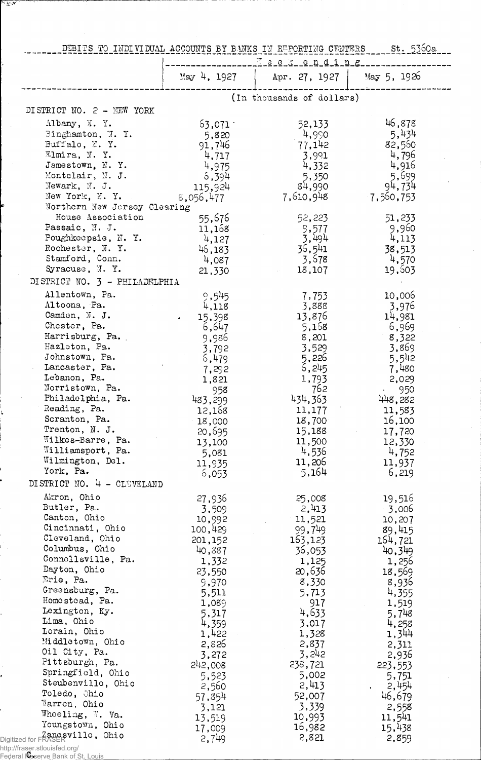DEBITS TO INDIVIDUAL ACCOUNTS BY BANKS IN REPORTING CENTERS St. 5360a

| | Week ending | | |
|---|---|---|---|
| | May 4, 1927 | Apr. 27, 1927 | May 5, 1926 |
| | (In thousands of dollars) | | |
| **DISTRICT NO. 2 - NEW YORK** | | | |
| Albany, N. Y. | 63,071 | 52,133 | 46,878 |
| Binghamton, N. Y. | 5,820 | 4,990 | 5,434 |
| Buffalo, N. Y. | 91,746 | 77,142 | 82,560 |
| Elmira, N. Y. | 4,717 | 3,991 | 4,796 |
| Jamestown, N. Y. | 4,975 | 4,332 | 4,916 |
| Montclair, N. J. | 6,394 | 5,350 | 5,699 |
| Newark, N. J. | 115,924 | 84,990 | 94,734 |
| New York, N. Y. | 8,056,477 | 7,610,948 | 7,560,753 |
| Northern New Jersey Clearing House Association | 55,676 | 52,223 | 51,233 |
| Passaic, N. J. | 11,168 | 9,577 | 9,960 |
| Poughkeepsie, N. Y. | 4,127 | 3,494 | 4,113 |
| Rochester, N. Y. | 46,183 | 36,541 | 38,513 |
| Stamford, Conn. | 4,087 | 3,678 | 4,570 |
| Syracuse, N. Y. | 21,330 | 18,107 | 19,603 |
| **DISTRICT NO. 3 - PHILADELPHIA** | | | |
| Allentown, Pa. | 9,545 | 7,753 | 10,006 |
| Altoona, Pa. | 4,118 | 3,888 | 3,976 |
| Camden, N. J. | 15,398 | 13,876 | 14,981 |
| Chester, Pa. | 6,647 | 5,168 | 6,969 |
| Harrisburg, Pa. | 9,986 | 8,201 | 8,322 |
| Hazleton, Pa. | 3,792 | 3,529 | 3,869 |
| Johnstown, Pa. | 6,479 | 5,226 | 5,542 |
| Lancaster, Pa. | 7,292 | 6,245 | 7,480 |
| Lebanon, Pa. | 1,821 | 1,793 | 2,029 |
| Norristown, Pa. | 958 | 762 | 950 |
| Philadelphia, Pa. | 483,299 | 434,363 | 448,282 |
| Reading, Pa. | 12,168 | 11,177 | 11,583 |
| Scranton, Pa. | 18,000 | 18,700 | 16,100 |
| Trenton, N. J. | 20,695 | 15,188 | 17,720 |
| Wilkes-Barre, Pa. | 13,100 | 11,500 | 12,330 |
| Williamsport, Pa. | 5,081 | 4,536 | 4,752 |
| Wilmington, Del. | 11,935 | 11,206 | 11,937 |
| York, Pa. | 6,053 | 5,164 | 6,219 |
| **DISTRICT NO. 4 - CLEVELAND** | | | |
| Akron, Ohio | 27,936 | 25,008 | 19,516 |
| Butler, Pa. | 3,509 | 2,413 | 3,006 |
| Canton, Ohio | 10,992 | 11,521 | 10,207 |
| Cincinnati, Ohio | 100,429 | 99,749 | 89,415 |
| Cleveland, Ohio | 201,152 | 163,123 | 164,721 |
| Columbus, Ohio | 40,887 | 36,053 | 40,349 |
| Connellsville, Pa. | 1,332 | 1,125 | 1,256 |
| Dayton, Ohio | 23,550 | 20,636 | 18,569 |
| Erie, Pa. | 9,970 | 8,330 | 8,936 |
| Greensburg, Pa. | 5,511 | 5,713 | 4,355 |
| Homestead, Pa. | 1,089 | 917 | 1,519 |
| Lexington, Ky. | 5,317 | 4,633 | 5,748 |
| Lima, Ohio | 4,359 | 3,017 | 4,258 |
| Lorain, Ohio | 1,422 | 1,328 | 1,344 |
| Middletown, Ohio | 2,826 | 2,837 | 2,311 |
| Oil City, Pa. | 3,272 | 3,242 | 2,936 |
| Pittsburgh, Pa. | 242,008 | 238,721 | 223,553 |
| Springfield, Ohio | 5,523 | 5,002 | 5,751 |
| Steubenville, Ohio | 2,560 | 2,413 | 2,454 |
| Toledo, Ohio | 57,854 | 52,007 | 46,679 |
| Warren, Ohio | 3,121 | 3,339 | 2,558 |
| Wheeling, W. Va. | 13,519 | 10,993 | 11,541 |
| Youngstown, Ohio | 17,009 | 16,982 | 15,438 |
| Zanesville, Ohio | 2,749 | 2,821 | 2,859 |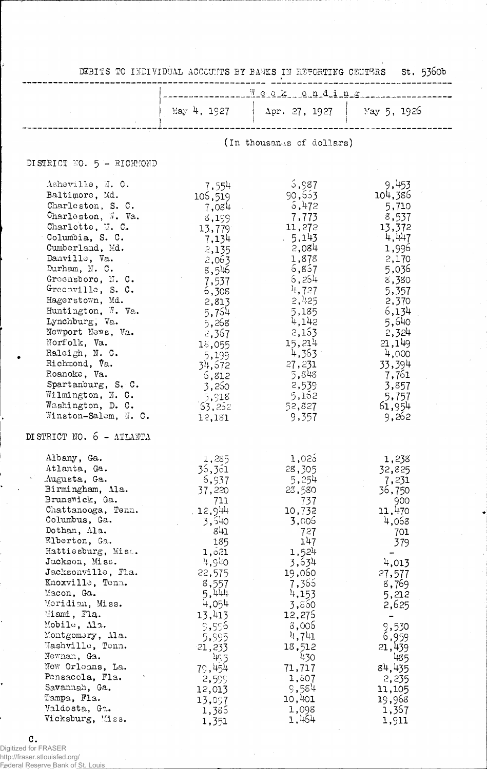DEBITS TO INDIVIDUAL ACCOUNTS BY BANKS IN REPORTING CENTERS St. 5360b

| | Week ending | | |
|---|---|---|---|
| | May 4, 1927 | Apr. 27, 1927 | May 5, 1926 |
| | (In thousands of dollars) | | |
| **DISTRICT NO. 5 - RICHMOND** | | | |
| Asheville, N. C. | 7,554 | 6,987 | 9,453 |
| Baltimore, Md. | 106,519 | 90,653 | 104,386 |
| Charleston, S. C. | 7,084 | 6,472 | 5,710 |
| Charleston, W. Va. | 8,199 | 7,773 | 8,537 |
| Charlotte, N. C. | 13,779 | 11,272 | 13,372 |
| Columbia, S. C. | 7,134 | 5,143 | 4,447 |
| Cumberland, Md. | 2,135 | 2,084 | 1,996 |
| Danville, Va. | 2,063 | 1,878 | 2,170 |
| Durham, N. C. | 8,546 | 6,857 | 5,036 |
| Greensboro, N. C. | 7,537 | 6,254 | 8,380 |
| Greenville, S. C. | 6,308 | 4,727 | 5,357 |
| Hagerstown, Md. | 2,813 | 2,425 | 2,370 |
| Huntington, W. Va. | 5,754 | 5,185 | 6,134 |
| Lynchburg, Va. | 5,268 | 4,142 | 5,640 |
| Newport News, Va. | 2,367 | 2,163 | 2,324 |
| Norfolk, Va. | 18,055 | 15,214 | 21,149 |
| Raleigh, N. C. | 5,199 | 4,363 | 4,000 |
| Richmond, Va. | 34,672 | 27,231 | 33,394 |
| Roanoke, Va. | 6,812 | 5,848 | 7,761 |
| Spartanburg, S. C. | 3,260 | 2,539 | 3,857 |
| Wilmington, N. C. | 5,918 | 5,162 | 5,757 |
| Washington, D. C. | 63,252 | 52,827 | 61,954 |
| Winston-Salem, N. C. | 12,181 | 9,357 | 9,262 |
| **DISTRICT NO. 6 - ATLANTA** | | | |
| Albany, Ga. | 1,285 | 1,026 | 1,238 |
| Atlanta, Ga. | 36,361 | 28,305 | 32,825 |
| Augusta, Ga. | 6,937 | 5,254 | 7,231 |
| Birmingham, Ala. | 37,220 | 28,580 | 36,750 |
| Brunswick, Ga. | 711 | 737 | 900 |
| Chattanooga, Tenn. | 12,944 | 10,732 | 11,470 |
| Columbus, Ga. | 3,640 | 3,006 | 4,068 |
| Dothan, Ala. | 841 | 727 | 701 |
| Elberton, Ga. | 185 | 147 | 379 |
| Hattiesburg, Miss. | 1,621 | 1,524 | - |
| Jackson, Miss. | 4,940 | 3,634 | 4,013 |
| Jacksonville, Fla. | 22,575 | 19,060 | 27,577 |
| Knoxville, Tenn. | 8,557 | 7,366 | 8,769 |
| Macon, Ga. | 5,444 | 4,153 | 5,212 |
| Meridian, Miss. | 4,054 | 3,660 | 2,625 |
| Miami, Fla. | 13,413 | 12,276 | - |
| Mobile, Ala. | 9,996 | 8,006 | 9,530 |
| Montgomery, Ala. | 5,995 | 4,741 | 6,959 |
| Nashville, Tenn. | 21,233 | 18,512 | 21,439 |
| Newnan, Ga. | 495 | 430 | 485 |
| New Orleans, La. | 79,454 | 71,717 | 84,435 |
| Pensacola, Fla. | 2,599 | 1,607 | 2,235 |
| Savannah, Ga. | 12,013 | 9,584 | 11,105 |
| Tampa, Fla. | 13,097 | 10,401 | 19,968 |
| Valdosta, Ga. | 1,386 | 1,098 | 1,367 |
| Vicksburg, Miss. | 1,351 | 1,464 | 1,911 |

C.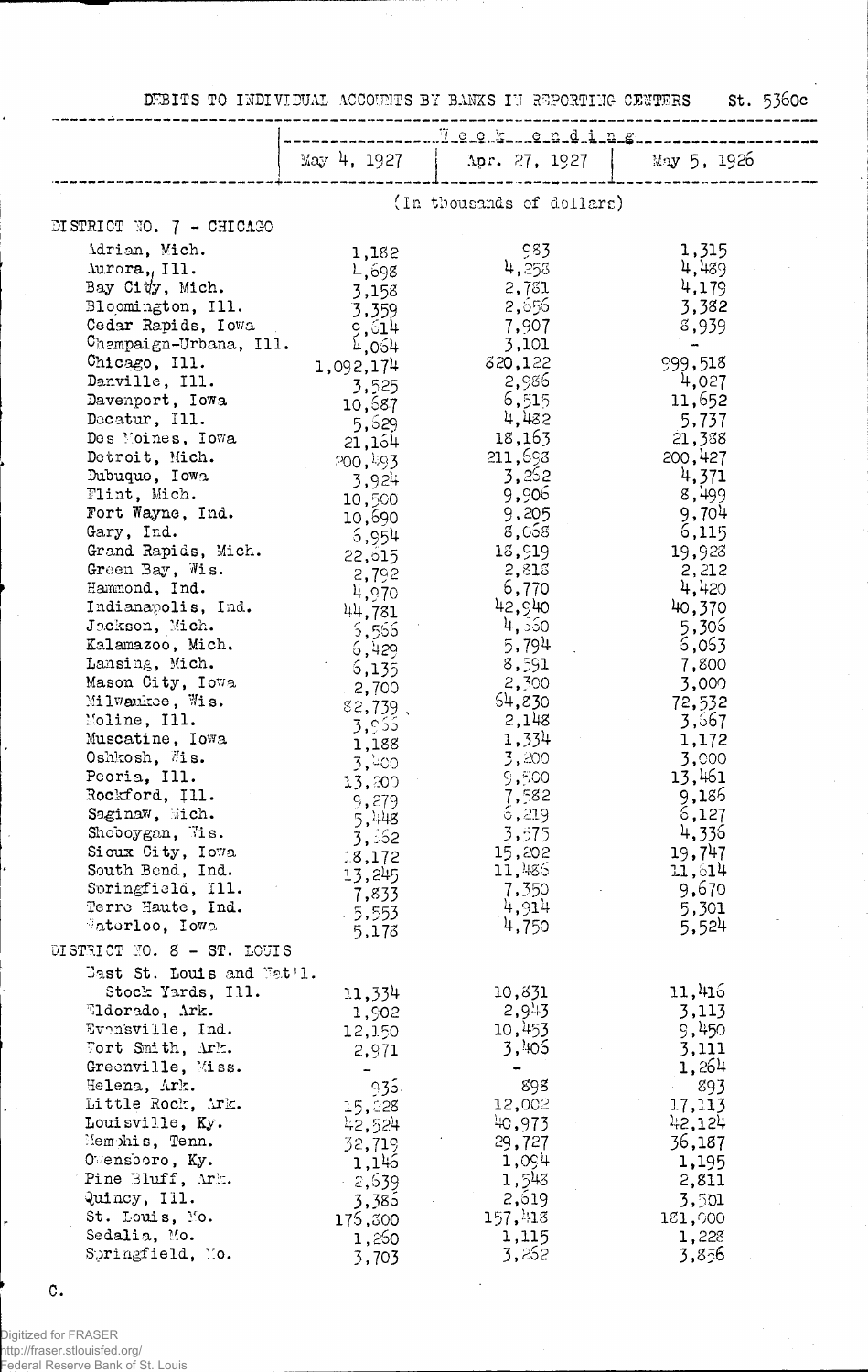DEBITS TO INDIVIDUAL ACCOUNTS BY BANKS IN REPORTING CENTERS St. 5360c

| | Week ending | | |
|---|---|---|---|
| | May 4, 1927 | Apr. 27, 1927 | May 5, 1926 |
| | (In thousands of dollars) | | |
| DISTRICT NO. 7 - CHICAGO | | | |
| Adrian, Mich. | 1,182 | 983 | 1,315 |
| Aurora, Ill. | 4,698 | 4,258 | 4,489 |
| Bay City, Mich. | 3,158 | 2,781 | 4,179 |
| Bloomington, Ill. | 3,359 | 2,556 | 3,382 |
| Cedar Rapids, Iowa | 9,814 | 7,907 | 8,939 |
| Champaign-Urbana, Ill. | 4,064 | 3,101 | - |
| Chicago, Ill. | 1,092,174 | 820,122 | 999,518 |
| Danville, Ill. | 3,525 | 2,986 | 4,027 |
| Davenport, Iowa | 10,687 | 6,515 | 11,652 |
| Decatur, Ill. | 5,629 | 4,482 | 5,737 |
| Des Moines, Iowa | 21,164 | 18,163 | 21,388 |
| Detroit, Mich. | 200,493 | 211,698 | 200,427 |
| Dubuque, Iowa | 3,924 | 3,262 | 4,371 |
| Flint, Mich. | 10,500 | 9,906 | 8,499 |
| Fort Wayne, Ind. | 10,690 | 9,205 | 9,704 |
| Gary, Ind. | 6,954 | 8,068 | 6,115 |
| Grand Rapids, Mich. | 22,615 | 18,919 | 19,928 |
| Green Bay, Wis. | 2,792 | 2,818 | 2,212 |
| Hammond, Ind. | 4,970 | 6,770 | 4,420 |
| Indianapolis, Ind. | 44,781 | 42,940 | 40,370 |
| Jackson, Mich. | 5,566 | 4,660 | 5,306 |
| Kalamazoo, Mich. | 6,429 | 5,794 | 6,063 |
| Lansing, Mich. | 6,135 | 8,591 | 7,800 |
| Mason City, Iowa | 2,700 | 2,300 | 3,000 |
| Milwaukee, Wis. | 82,739 | 64,830 | 72,532 |
| Moline, Ill. | 3,966 | 2,148 | 3,667 |
| Muscatine, Iowa | 1,188 | 1,334 | 1,172 |
| Oshkosh, Wis. | 3,400 | 3,200 | 3,000 |
| Peoria, Ill. | 13,200 | 9,800 | 13,461 |
| Rockford, Ill. | 9,279 | 7,582 | 9,186 |
| Saginaw, Mich. | 5,448 | 6,219 | 6,127 |
| Sheboygan, Wis. | 3,362 | 3,575 | 4,336 |
| Sioux City, Iowa | 18,172 | 15,202 | 19,747 |
| South Bend, Ind. | 13,245 | 11,486 | 11,614 |
| Springfield, Ill. | 7,833 | 7,350 | 9,670 |
| Terre Haute, Ind. | 5,553 | 4,914 | 5,301 |
| Waterloo, Iowa | 5,178 | 4,750 | 5,524 |
| DISTRICT NO. 8 - ST. LOUIS | | | |
| East St. Louis and Nat'l. Stock Yards, Ill. | 11,334 | 10,831 | 11,416 |
| Eldorado, Ark. | 1,902 | 2,943 | 3,113 |
| Evansville, Ind. | 12,150 | 10,453 | 9,450 |
| Fort Smith, Ark. | 2,971 | 3,405 | 3,111 |
| Greenville, Miss. | - | - | 1,264 |
| Helena, Ark. | 936 | 898 | 893 |
| Little Rock, Ark. | 15,228 | 12,002 | 17,113 |
| Louisville, Ky. | 42,524 | 40,973 | 42,124 |
| Memphis, Tenn. | 32,719 | 29,727 | 36,187 |
| Owensboro, Ky. | 1,146 | 1,094 | 1,195 |
| Pine Bluff, Ark. | 2,639 | 1,548 | 2,811 |
| Quincy, Ill. | 3,386 | 2,619 | 3,501 |
| St. Louis, Mo. | 176,800 | 157,418 | 181,000 |
| Sedalia, Mo. | 1,260 | 1,115 | 1,228 |
| Springfield, Mo. | 3,703 | 3,262 | 3,856 |

C.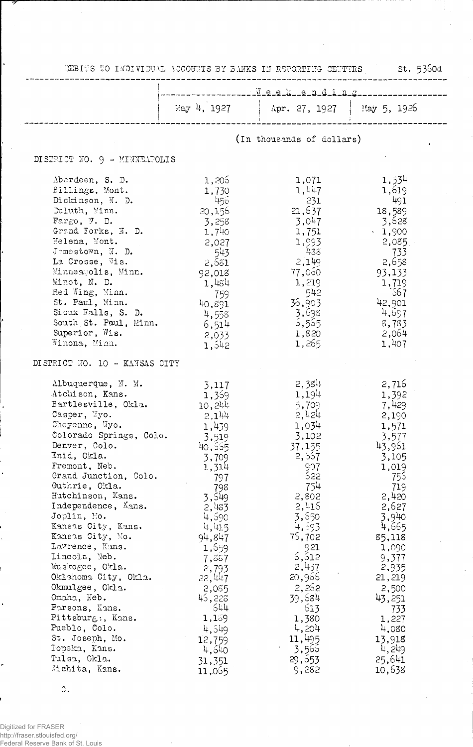DEBITS TO INDIVIDUAL ACCOUNTS BY BANKS IN REPORTING CENTERS St. 5360d

| | Week ending | | |
|---|---|---|---|
| | May 4, 1927 | Apr. 27, 1927 | May 5, 1926 |
| | (In thousands of dollars) | | |
| **DISTRICT NO. 9 - MINNEAPOLIS** | | | |
| Aberdeen, S. D. | 1,206 | 1,071 | 1,534 |
| Billings, Mont. | 1,730 | 1,447 | 1,619 |
| Dickinson, N. D. | 456 | 231 | 491 |
| Duluth, Minn. | 20,156 | 21,637 | 18,589 |
| Fargo, N. D. | 3,258 | 3,047 | 3,628 |
| Grand Forks, N. D. | 1,740 | 1,751 | 1,900 |
| Helena, Mont. | 2,027 | 1,993 | 2,085 |
| Jamestown, N. D. | 543 | 438 | 733 |
| La Crosse, Wis. | 2,681 | 2,149 | 2,658 |
| Minneapolis, Minn. | 92,018 | 77,060 | 93,133 |
| Minot, N. D. | 1,484 | 1,219 | 1,719 |
| Red Wing, Minn. | 759 | 542 | 567 |
| St. Paul, Minn. | 40,891 | 36,903 | 42,901 |
| Sioux Falls, S. D. | 4,558 | 3,698 | 4,697 |
| South St. Paul, Minn. | 6,514 | 6,565 | 8,783 |
| Superior, Wis. | 2,033 | 1,820 | 2,064 |
| Winona, Minn. | 1,542 | 1,265 | 1,407 |
| **DISTRICT NO. 10 - KANSAS CITY** | | | |
| Albuquerque, N. M. | 3,117 | 2,384 | 2,716 |
| Atchison, Kans. | 1,369 | 1,194 | 1,392 |
| Bartlesville, Okla. | 10,244 | 5,709 | 7,429 |
| Casper, Wyo. | 2,144 | 2,424 | 2,190 |
| Cheyenne, Wyo. | 1,439 | 1,034 | 1,571 |
| Colorado Springs, Colo. | 3,519 | 3,102 | 3,577 |
| Denver, Colo. | 40,565 | 37,155 | 43,961 |
| Enid, Okla. | 3,709 | 2,667 | 3,105 |
| Fremont, Neb. | 1,314 | 997 | 1,019 |
| Grand Junction, Colo. | 797 | 622 | 756 |
| Guthrie, Okla. | 798 | 754 | 719 |
| Hutchinson, Kans. | 3,549 | 2,802 | 2,420 |
| Independence, Kans. | 2,483 | 2,416 | 2,627 |
| Joplin, Mo. | 4,690 | 3,650 | 3,940 |
| Kansas City, Kans. | 4,415 | 4,593 | 4,665 |
| Kansas City, Mo. | 94,847 | 76,702 | 85,118 |
| Lawrence, Kans. | 1,659 | 921 | 1,090 |
| Lincoln, Neb. | 7,867 | 6,612 | 9,377 |
| Muskogee, Okla. | 2,793 | 2,437 | 2,935 |
| Oklahoma City, Okla. | 22,447 | 20,966 | 21,219 |
| Okmulgee, Okla. | 2,065 | 2,262 | 2,500 |
| Omaha, Neb. | 46,228 | 39,684 | 43,251 |
| Parsons, Kans. | 644 | 613 | 733 |
| Pittsburg, Kans. | 1,169 | 1,380 | 1,227 |
| Pueblo, Colo. | 4,549 | 4,204 | 4,080 |
| St. Joseph, Mo. | 12,759 | 11,495 | 13,918 |
| Topeka, Kans. | 4,640 | 3,566 | 4,249 |
| Tulsa, Okla. | 31,351 | 29,653 | 25,641 |
| Wichita, Kans. | 11,065 | 9,282 | 10,638 |

C.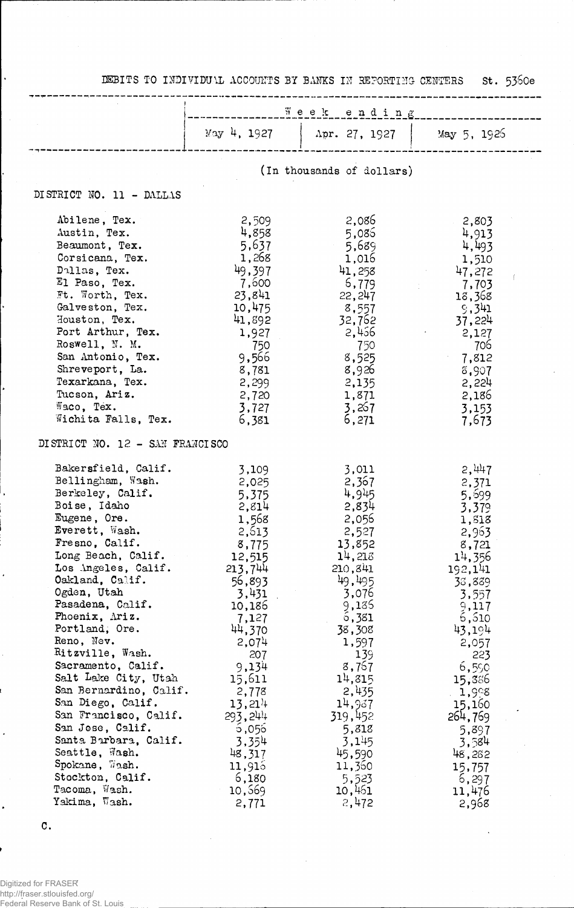DEBITS TO INDIVIDUAL ACCOUNTS BY BANKS IN REPORTING CENTERS St. 5360e

| | Week ending | | |
|---|---|---|---|
| | May 4, 1927 | Apr. 27, 1927 | May 5, 1926 |
| | (In thousands of dollars) | | |
| **DISTRICT NO. 11 - DALLAS** | | | |
| Abilene, Tex. | 2,509 | 2,086 | 2,803 |
| Austin, Tex. | 4,858 | 5,086 | 4,913 |
| Beaumont, Tex. | 5,637 | 5,689 | 4,493 |
| Corsicana, Tex. | 1,268 | 1,016 | 1,510 |
| Dallas, Tex. | 49,397 | 41,258 | 47,272 |
| El Paso, Tex. | 7,600 | 6,779 | 7,703 |
| Ft. Worth, Tex. | 23,841 | 22,247 | 18,368 |
| Galveston, Tex. | 10,475 | 8,557 | 9,341 |
| Houston, Tex. | 41,892 | 32,762 | 37,224 |
| Port Arthur, Tex. | 1,927 | 2,456 | 2,127 |
| Roswell, N. M. | 750 | 750 | 706 |
| San Antonio, Tex. | 9,566 | 8,525 | 7,812 |
| Shreveport, La. | 8,781 | 8,926 | 8,907 |
| Texarkana, Tex. | 2,299 | 2,135 | 2,224 |
| Tucson, Ariz. | 2,720 | 1,871 | 2,186 |
| Waco, Tex. | 3,727 | 3,267 | 3,153 |
| Wichita Falls, Tex. | 6,381 | 6,271 | 7,673 |
| **DISTRICT NO. 12 - SAN FRANCISCO** | | | |
| Bakersfield, Calif. | 3,109 | 3,011 | 2,447 |
| Bellingham, Wash. | 2,025 | 2,367 | 2,371 |
| Berkeley, Calif. | 5,375 | 4,945 | 5,699 |
| Boise, Idaho | 2,814 | 2,834 | 3,379 |
| Eugene, Ore. | 1,568 | 2,056 | 1,818 |
| Everett, Wash. | 2,613 | 2,527 | 2,963 |
| Fresno, Calif. | 8,775 | 13,852 | 8,721 |
| Long Beach, Calif. | 12,515 | 14,218 | 14,356 |
| Los Angeles, Calif. | 213,744 | 210,841 | 192,141 |
| Oakland, Calif. | 56,893 | 49,495 | 38,889 |
| Ogden, Utah | 3,431 | 3,076 | 3,557 |
| Pasadena, Calif. | 10,186 | 9,186 | 9,117 |
| Phoenix, Ariz. | 7,127 | 6,381 | 6,610 |
| Portland, Ore. | 44,370 | 38,308 | 43,194 |
| Reno, Nev. | 2,074 | 1,597 | 2,057 |
| Ritzville, Wash. | 207 | 139 | 223 |
| Sacramento, Calif. | 9,134 | 8,767 | 6,590 |
| Salt Lake City, Utah | 15,611 | 14,815 | 15,386 |
| San Bernardino, Calif. | 2,778 | 2,435 | 1,998 |
| San Diego, Calif. | 13,214 | 14,987 | 15,160 |
| San Francisco, Calif. | 293,244 | 319,452 | 264,769 |
| San Jose, Calif. | 6,056 | 5,818 | 5,897 |
| Santa Barbara, Calif. | 3,354 | 3,145 | 3,584 |
| Seattle, Wash. | 48,317 | 45,590 | 48,282 |
| Spokane, Wash. | 11,916 | 11,360 | 15,757 |
| Stockton, Calif. | 6,180 | 5,523 | 6,297 |
| Tacoma, Wash. | 10,569 | 10,461 | 11,476 |
| Yakima, Wash. | 2,771 | 2,472 | 2,968 |

C.